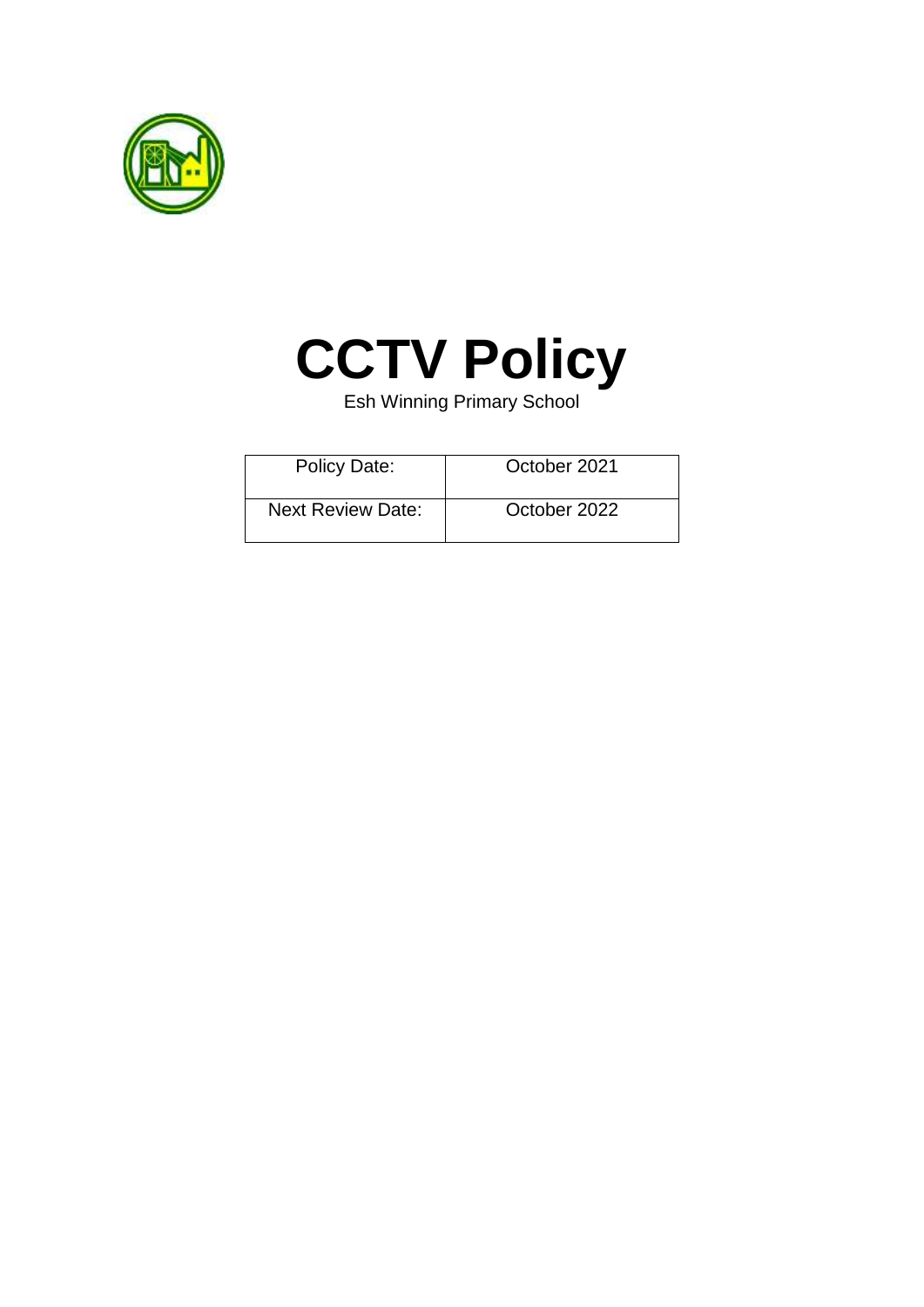# CCTV Policy

Esh Winning Primary School

| Policy Date: | October 2021 |
|---|---|
| Next Review Date: | October 2022 |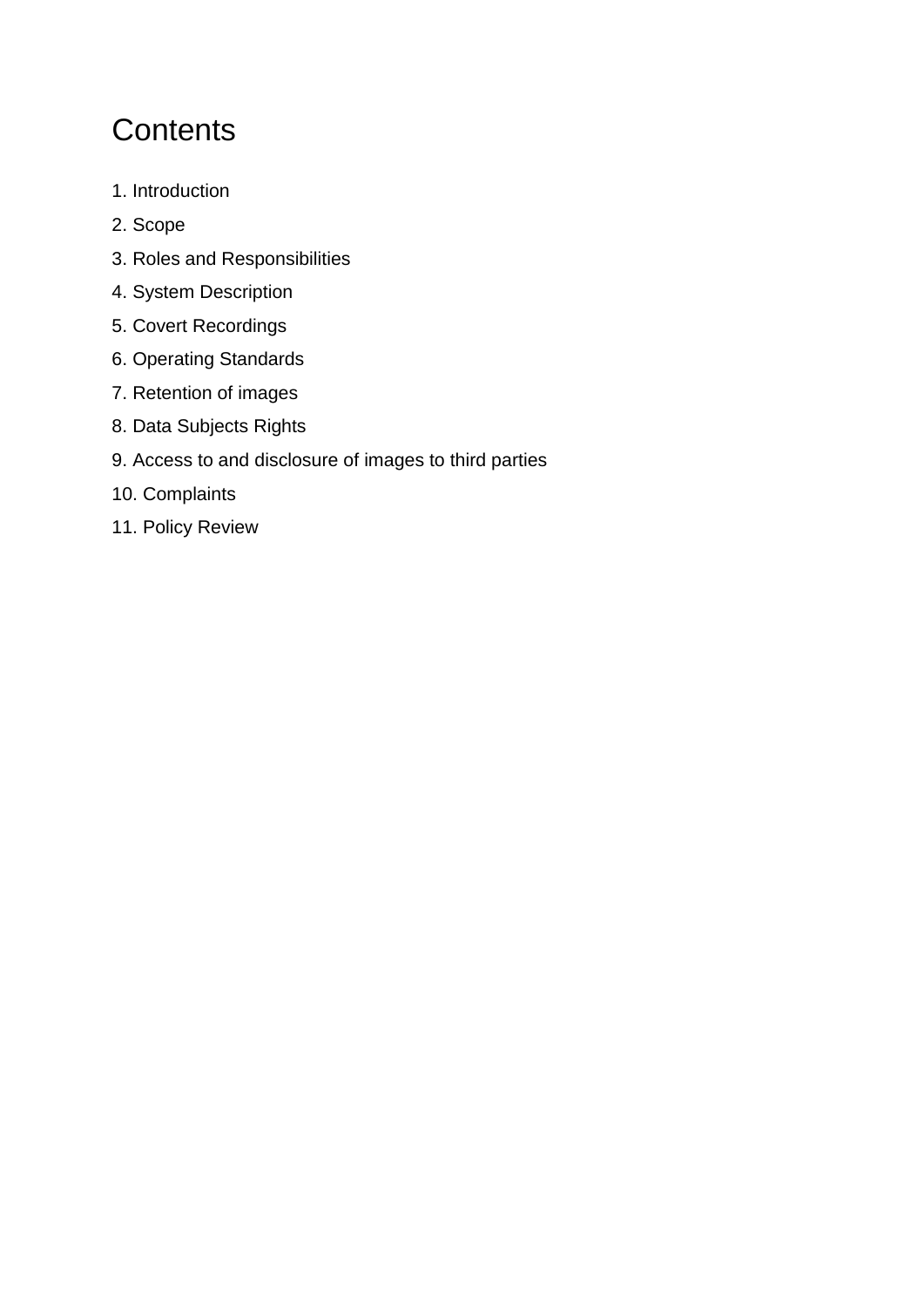# Contents

1. Introduction
2. Scope
3. Roles and Responsibilities
4. System Description
5. Covert Recordings
6. Operating Standards
7. Retention of images
8. Data Subjects Rights
9. Access to and disclosure of images to third parties
10. Complaints
11. Policy Review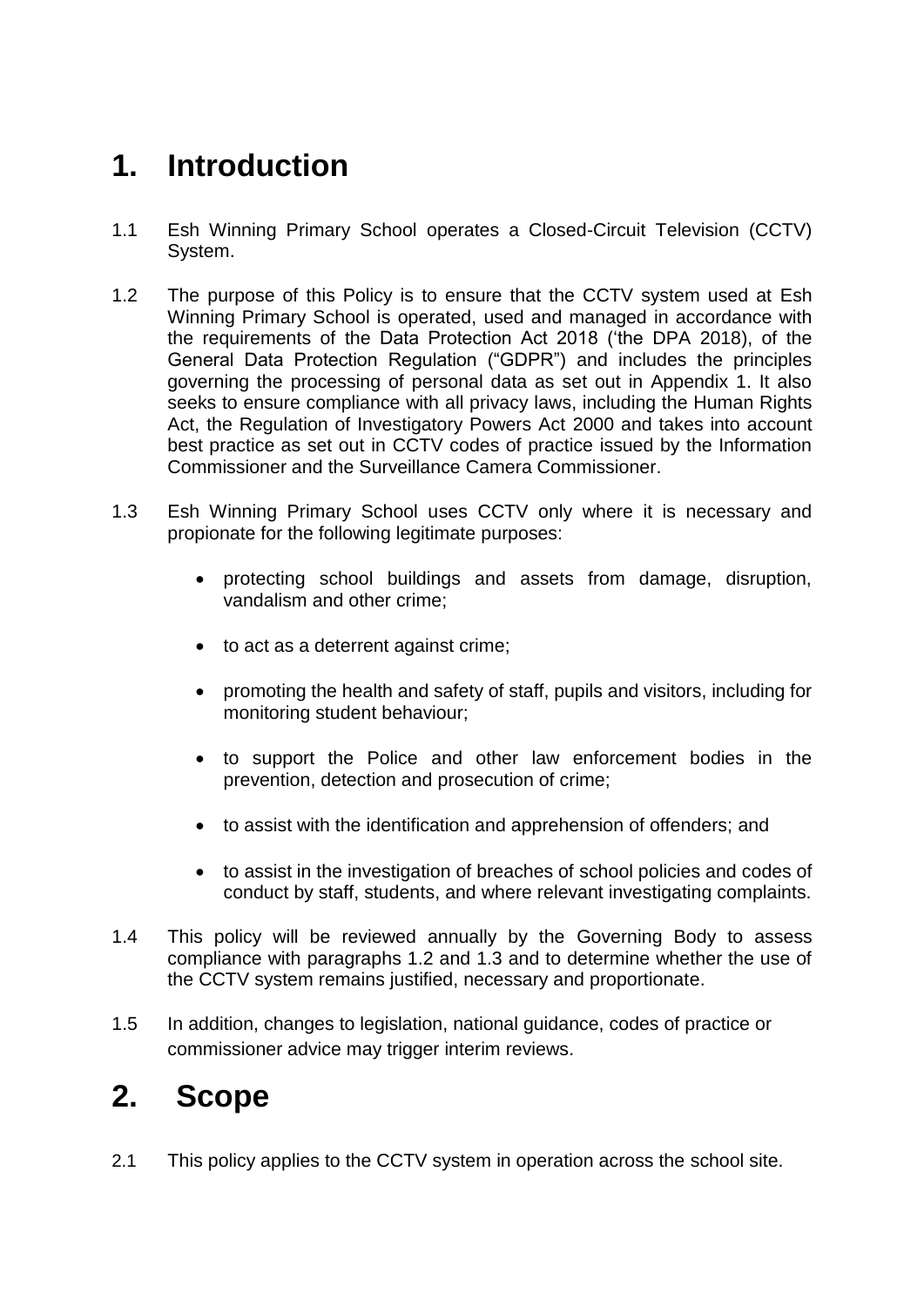# 1. Introduction

1.1 Esh Winning Primary School operates a Closed-Circuit Television (CCTV) System.

1.2 The purpose of this Policy is to ensure that the CCTV system used at Esh Winning Primary School is operated, used and managed in accordance with the requirements of the Data Protection Act 2018 ('the DPA 2018), of the General Data Protection Regulation ("GDPR") and includes the principles governing the processing of personal data as set out in Appendix 1. It also seeks to ensure compliance with all privacy laws, including the Human Rights Act, the Regulation of Investigatory Powers Act 2000 and takes into account best practice as set out in CCTV codes of practice issued by the Information Commissioner and the Surveillance Camera Commissioner.

1.3 Esh Winning Primary School uses CCTV only where it is necessary and propionate for the following legitimate purposes:

- protecting school buildings and assets from damage, disruption, vandalism and other crime;
- to act as a deterrent against crime;
- promoting the health and safety of staff, pupils and visitors, including for monitoring student behaviour;
- to support the Police and other law enforcement bodies in the prevention, detection and prosecution of crime;
- to assist with the identification and apprehension of offenders; and
- to assist in the investigation of breaches of school policies and codes of conduct by staff, students, and where relevant investigating complaints.

1.4 This policy will be reviewed annually by the Governing Body to assess compliance with paragraphs 1.2 and 1.3 and to determine whether the use of the CCTV system remains justified, necessary and proportionate.

1.5 In addition, changes to legislation, national guidance, codes of practice or commissioner advice may trigger interim reviews.

# 2. Scope

2.1 This policy applies to the CCTV system in operation across the school site.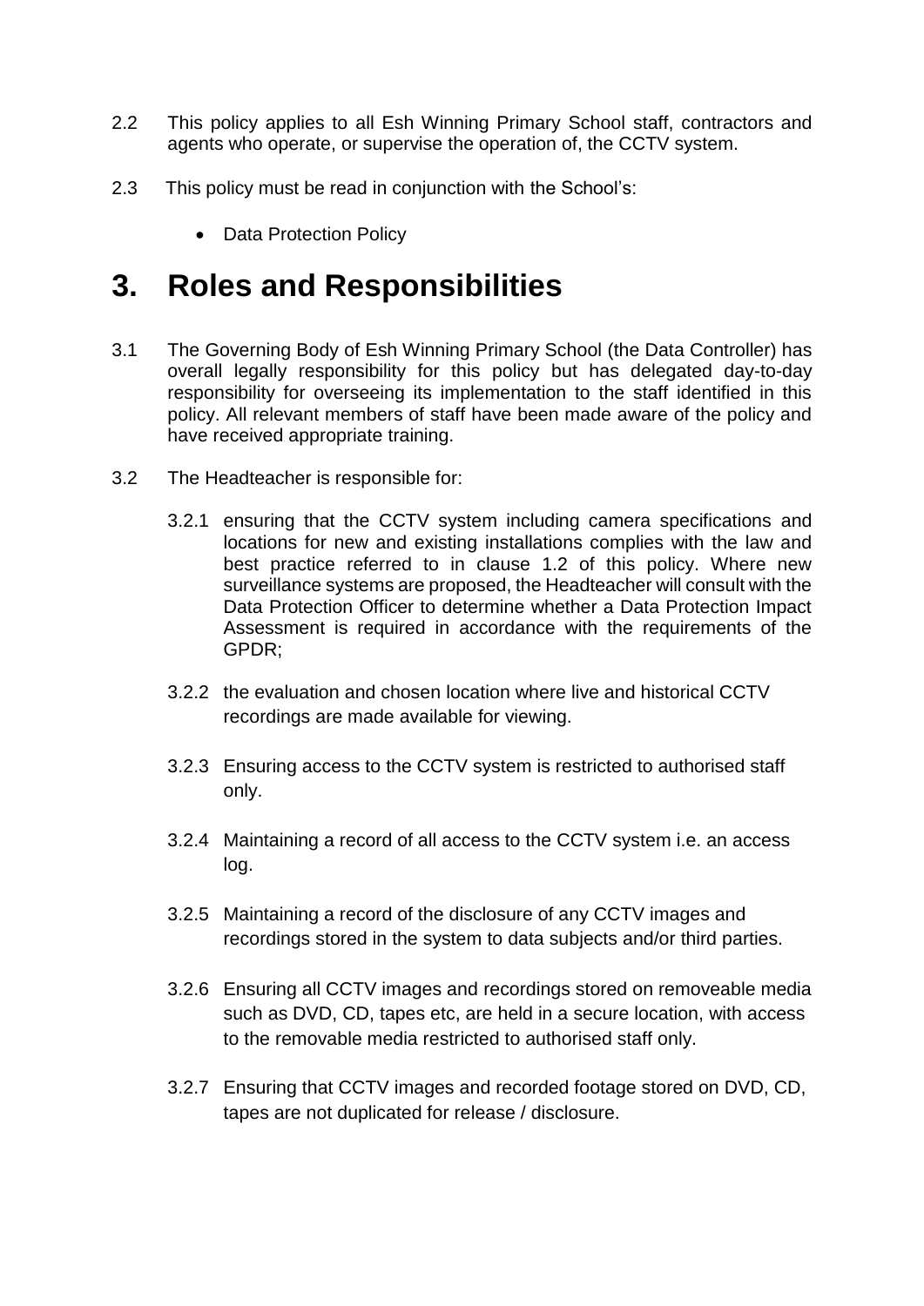2.2 This policy applies to all Esh Winning Primary School staff, contractors and agents who operate, or supervise the operation of, the CCTV system.

2.3 This policy must be read in conjunction with the School's:

- Data Protection Policy

# 3. Roles and Responsibilities

3.1 The Governing Body of Esh Winning Primary School (the Data Controller) has overall legally responsibility for this policy but has delegated day-to-day responsibility for overseeing its implementation to the staff identified in this policy. All relevant members of staff have been made aware of the policy and have received appropriate training.

3.2 The Headteacher is responsible for:

3.2.1 ensuring that the CCTV system including camera specifications and locations for new and existing installations complies with the law and best practice referred to in clause 1.2 of this policy. Where new surveillance systems are proposed, the Headteacher will consult with the Data Protection Officer to determine whether a Data Protection Impact Assessment is required in accordance with the requirements of the GPDR;

3.2.2 the evaluation and chosen location where live and historical CCTV recordings are made available for viewing.

3.2.3 Ensuring access to the CCTV system is restricted to authorised staff only.

3.2.4 Maintaining a record of all access to the CCTV system i.e. an access log.

3.2.5 Maintaining a record of the disclosure of any CCTV images and recordings stored in the system to data subjects and/or third parties.

3.2.6 Ensuring all CCTV images and recordings stored on removeable media such as DVD, CD, tapes etc, are held in a secure location, with access to the removable media restricted to authorised staff only.

3.2.7 Ensuring that CCTV images and recorded footage stored on DVD, CD, tapes are not duplicated for release / disclosure.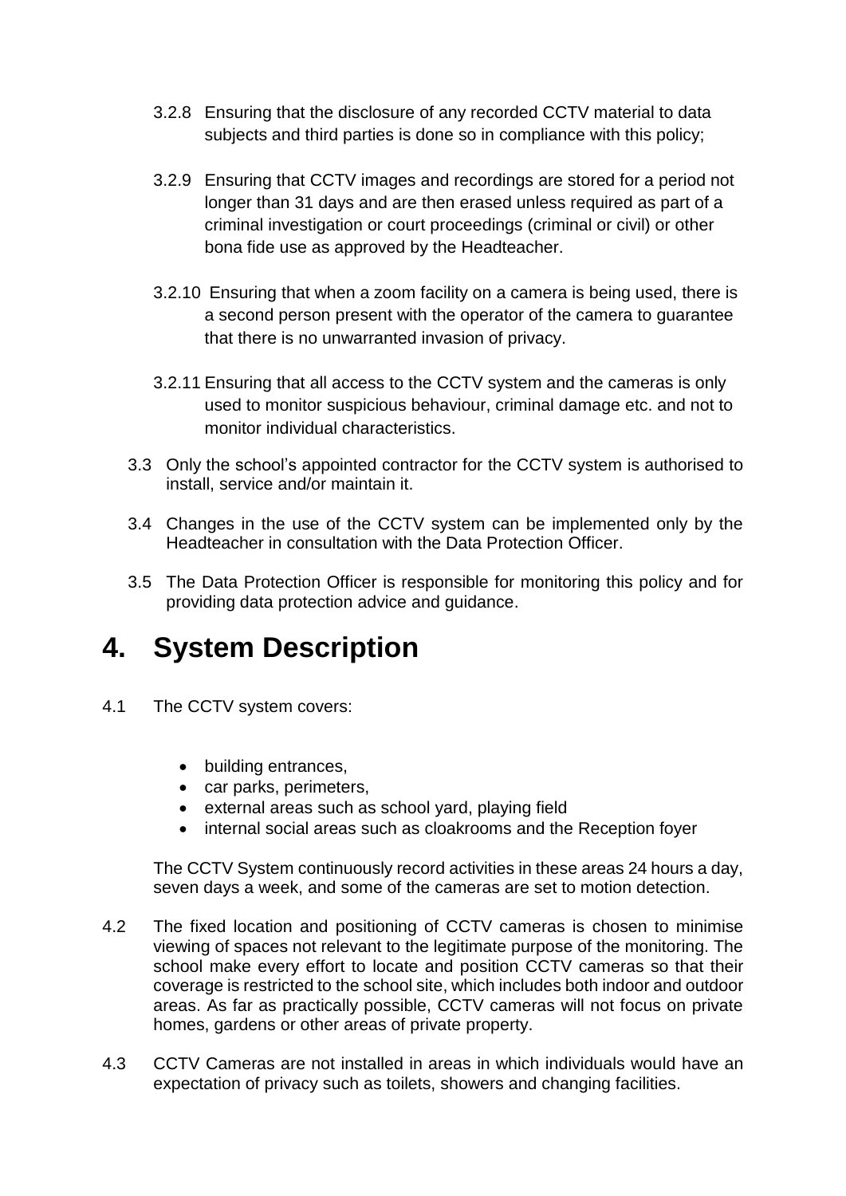3.2.8 Ensuring that the disclosure of any recorded CCTV material to data subjects and third parties is done so in compliance with this policy;

3.2.9 Ensuring that CCTV images and recordings are stored for a period not longer than 31 days and are then erased unless required as part of a criminal investigation or court proceedings (criminal or civil) or other bona fide use as approved by the Headteacher.

3.2.10 Ensuring that when a zoom facility on a camera is being used, there is a second person present with the operator of the camera to guarantee that there is no unwarranted invasion of privacy.

3.2.11 Ensuring that all access to the CCTV system and the cameras is only used to monitor suspicious behaviour, criminal damage etc. and not to monitor individual characteristics.

3.3 Only the school's appointed contractor for the CCTV system is authorised to install, service and/or maintain it.

3.4 Changes in the use of the CCTV system can be implemented only by the Headteacher in consultation with the Data Protection Officer.

3.5 The Data Protection Officer is responsible for monitoring this policy and for providing data protection advice and guidance.

# 4. System Description

4.1 The CCTV system covers:

- building entrances,
- car parks, perimeters,
- external areas such as school yard, playing field
- internal social areas such as cloakrooms and the Reception foyer

The CCTV System continuously record activities in these areas 24 hours a day, seven days a week, and some of the cameras are set to motion detection.

4.2 The fixed location and positioning of CCTV cameras is chosen to minimise viewing of spaces not relevant to the legitimate purpose of the monitoring. The school make every effort to locate and position CCTV cameras so that their coverage is restricted to the school site, which includes both indoor and outdoor areas. As far as practically possible, CCTV cameras will not focus on private homes, gardens or other areas of private property.

4.3 CCTV Cameras are not installed in areas in which individuals would have an expectation of privacy such as toilets, showers and changing facilities.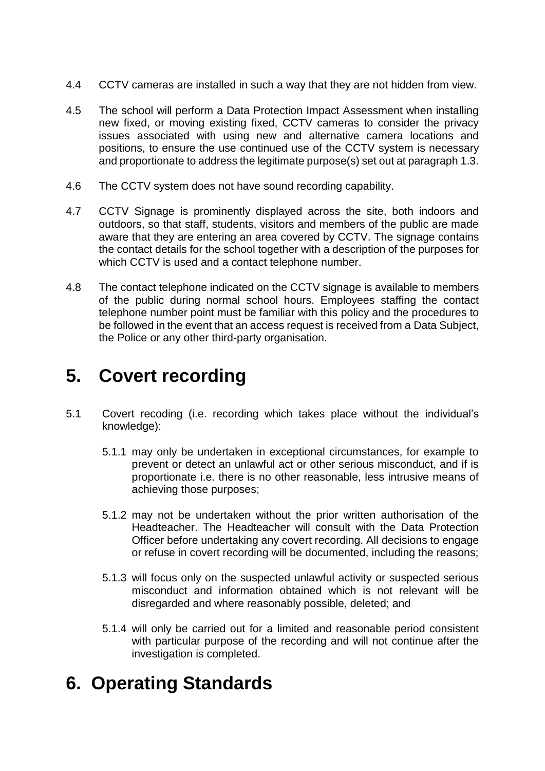4.4 CCTV cameras are installed in such a way that they are not hidden from view.

4.5 The school will perform a Data Protection Impact Assessment when installing new fixed, or moving existing fixed, CCTV cameras to consider the privacy issues associated with using new and alternative camera locations and positions, to ensure the use continued use of the CCTV system is necessary and proportionate to address the legitimate purpose(s) set out at paragraph 1.3.

4.6 The CCTV system does not have sound recording capability.

4.7 CCTV Signage is prominently displayed across the site, both indoors and outdoors, so that staff, students, visitors and members of the public are made aware that they are entering an area covered by CCTV. The signage contains the contact details for the school together with a description of the purposes for which CCTV is used and a contact telephone number.

4.8 The contact telephone indicated on the CCTV signage is available to members of the public during normal school hours. Employees staffing the contact telephone number point must be familiar with this policy and the procedures to be followed in the event that an access request is received from a Data Subject, the Police or any other third-party organisation.

# 5. Covert recording

5.1 Covert recoding (i.e. recording which takes place without the individual's knowledge):

5.1.1 may only be undertaken in exceptional circumstances, for example to prevent or detect an unlawful act or other serious misconduct, and if is proportionate i.e. there is no other reasonable, less intrusive means of achieving those purposes;

5.1.2 may not be undertaken without the prior written authorisation of the Headteacher. The Headteacher will consult with the Data Protection Officer before undertaking any covert recording. All decisions to engage or refuse in covert recording will be documented, including the reasons;

5.1.3 will focus only on the suspected unlawful activity or suspected serious misconduct and information obtained which is not relevant will be disregarded and where reasonably possible, deleted; and

5.1.4 will only be carried out for a limited and reasonable period consistent with particular purpose of the recording and will not continue after the investigation is completed.

# 6. Operating Standards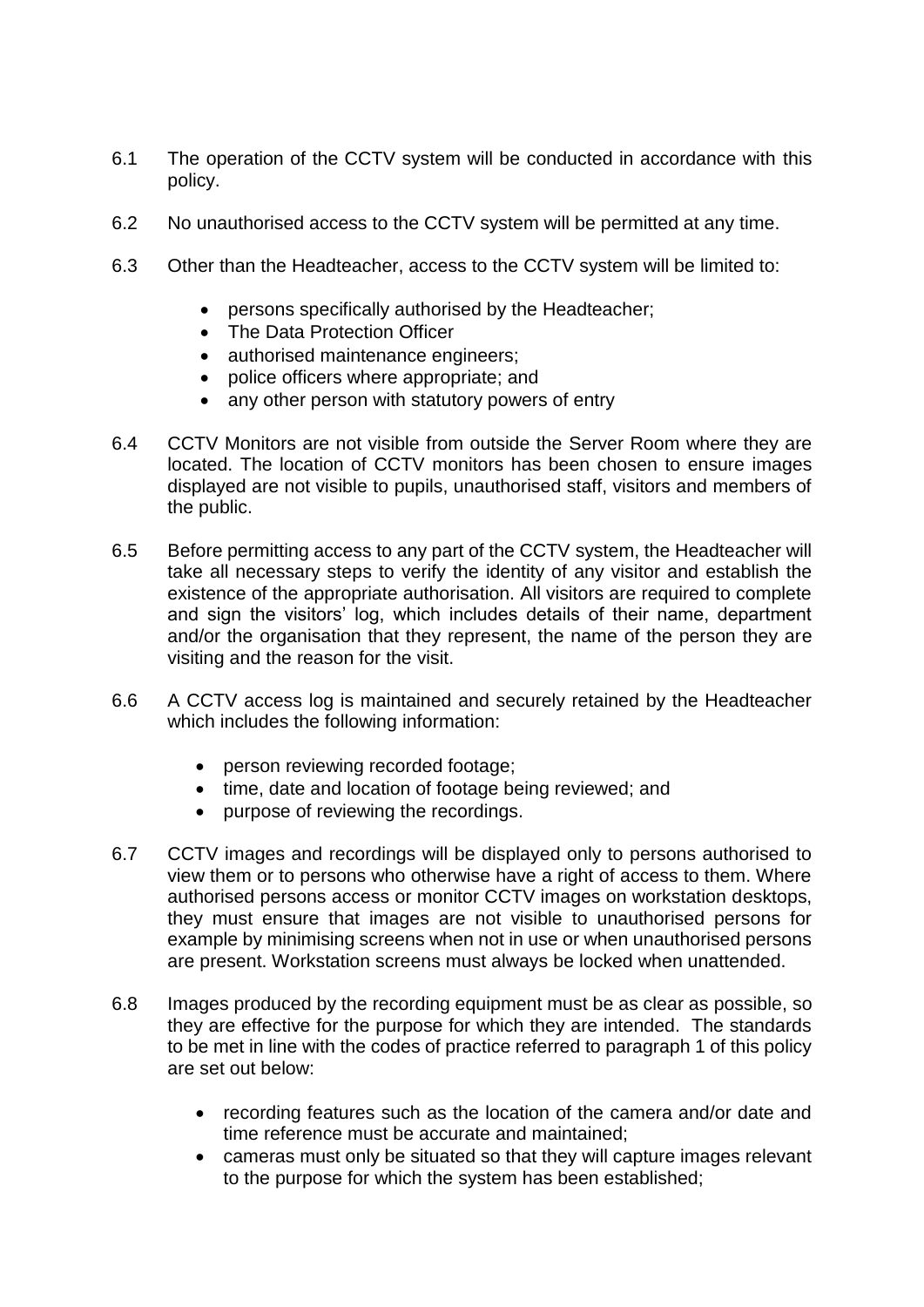6.1 The operation of the CCTV system will be conducted in accordance with this policy.

6.2 No unauthorised access to the CCTV system will be permitted at any time.

6.3 Other than the Headteacher, access to the CCTV system will be limited to:

- persons specifically authorised by the Headteacher;
- The Data Protection Officer
- authorised maintenance engineers;
- police officers where appropriate; and
- any other person with statutory powers of entry

6.4 CCTV Monitors are not visible from outside the Server Room where they are located. The location of CCTV monitors has been chosen to ensure images displayed are not visible to pupils, unauthorised staff, visitors and members of the public.

6.5 Before permitting access to any part of the CCTV system, the Headteacher will take all necessary steps to verify the identity of any visitor and establish the existence of the appropriate authorisation. All visitors are required to complete and sign the visitors' log, which includes details of their name, department and/or the organisation that they represent, the name of the person they are visiting and the reason for the visit.

6.6 A CCTV access log is maintained and securely retained by the Headteacher which includes the following information:

- person reviewing recorded footage;
- time, date and location of footage being reviewed; and
- purpose of reviewing the recordings.

6.7 CCTV images and recordings will be displayed only to persons authorised to view them or to persons who otherwise have a right of access to them. Where authorised persons access or monitor CCTV images on workstation desktops, they must ensure that images are not visible to unauthorised persons for example by minimising screens when not in use or when unauthorised persons are present. Workstation screens must always be locked when unattended.

6.8 Images produced by the recording equipment must be as clear as possible, so they are effective for the purpose for which they are intended. The standards to be met in line with the codes of practice referred to paragraph 1 of this policy are set out below:

- recording features such as the location of the camera and/or date and time reference must be accurate and maintained;
- cameras must only be situated so that they will capture images relevant to the purpose for which the system has been established;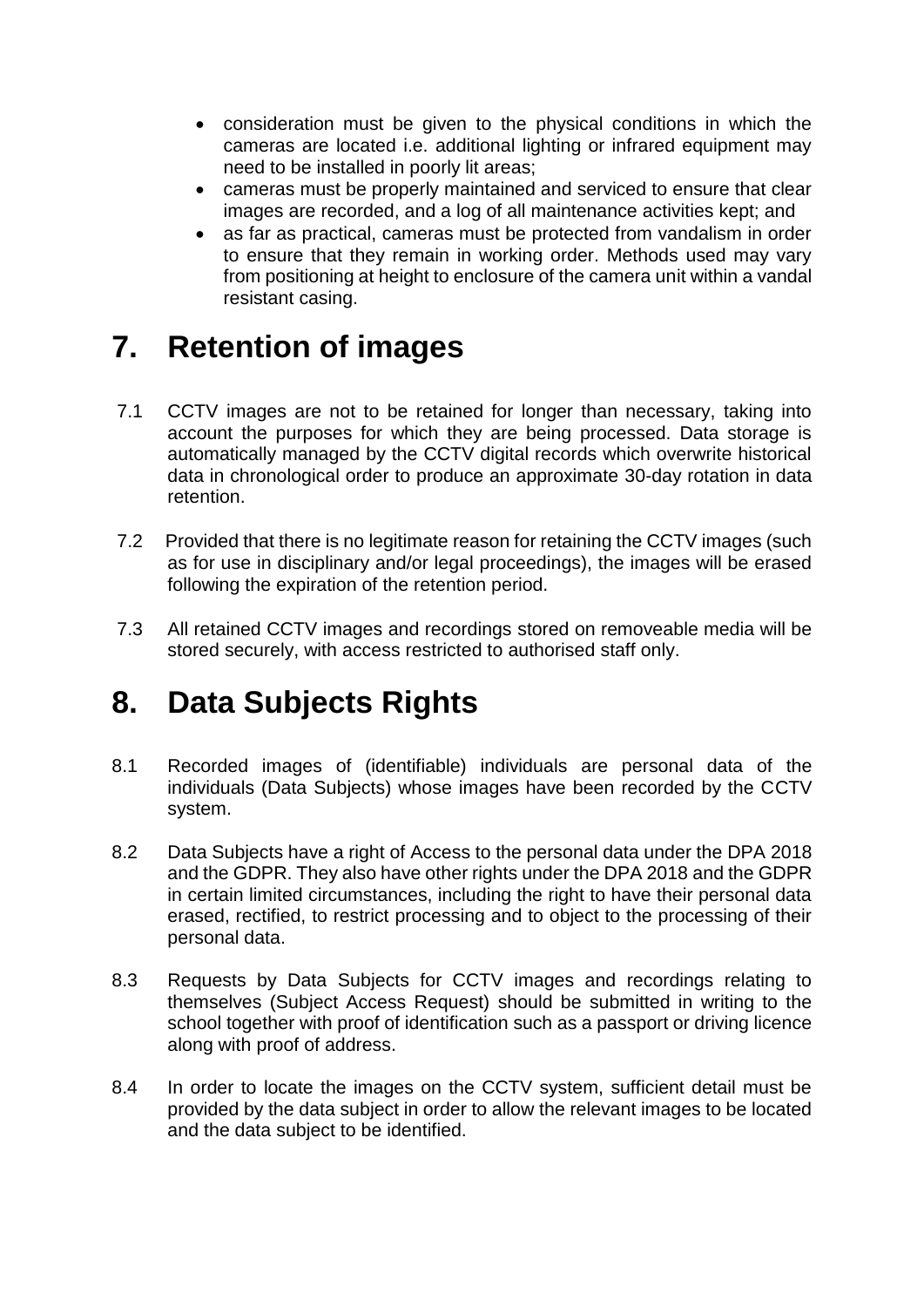- consideration must be given to the physical conditions in which the cameras are located i.e. additional lighting or infrared equipment may need to be installed in poorly lit areas;
- cameras must be properly maintained and serviced to ensure that clear images are recorded, and a log of all maintenance activities kept; and
- as far as practical, cameras must be protected from vandalism in order to ensure that they remain in working order. Methods used may vary from positioning at height to enclosure of the camera unit within a vandal resistant casing.

# 7. Retention of images

7.1 CCTV images are not to be retained for longer than necessary, taking into account the purposes for which they are being processed. Data storage is automatically managed by the CCTV digital records which overwrite historical data in chronological order to produce an approximate 30-day rotation in data retention.

7.2 Provided that there is no legitimate reason for retaining the CCTV images (such as for use in disciplinary and/or legal proceedings), the images will be erased following the expiration of the retention period.

7.3 All retained CCTV images and recordings stored on removeable media will be stored securely, with access restricted to authorised staff only.

# 8. Data Subjects Rights

8.1 Recorded images of (identifiable) individuals are personal data of the individuals (Data Subjects) whose images have been recorded by the CCTV system.

8.2 Data Subjects have a right of Access to the personal data under the DPA 2018 and the GDPR. They also have other rights under the DPA 2018 and the GDPR in certain limited circumstances, including the right to have their personal data erased, rectified, to restrict processing and to object to the processing of their personal data.

8.3 Requests by Data Subjects for CCTV images and recordings relating to themselves (Subject Access Request) should be submitted in writing to the school together with proof of identification such as a passport or driving licence along with proof of address.

8.4 In order to locate the images on the CCTV system, sufficient detail must be provided by the data subject in order to allow the relevant images to be located and the data subject to be identified.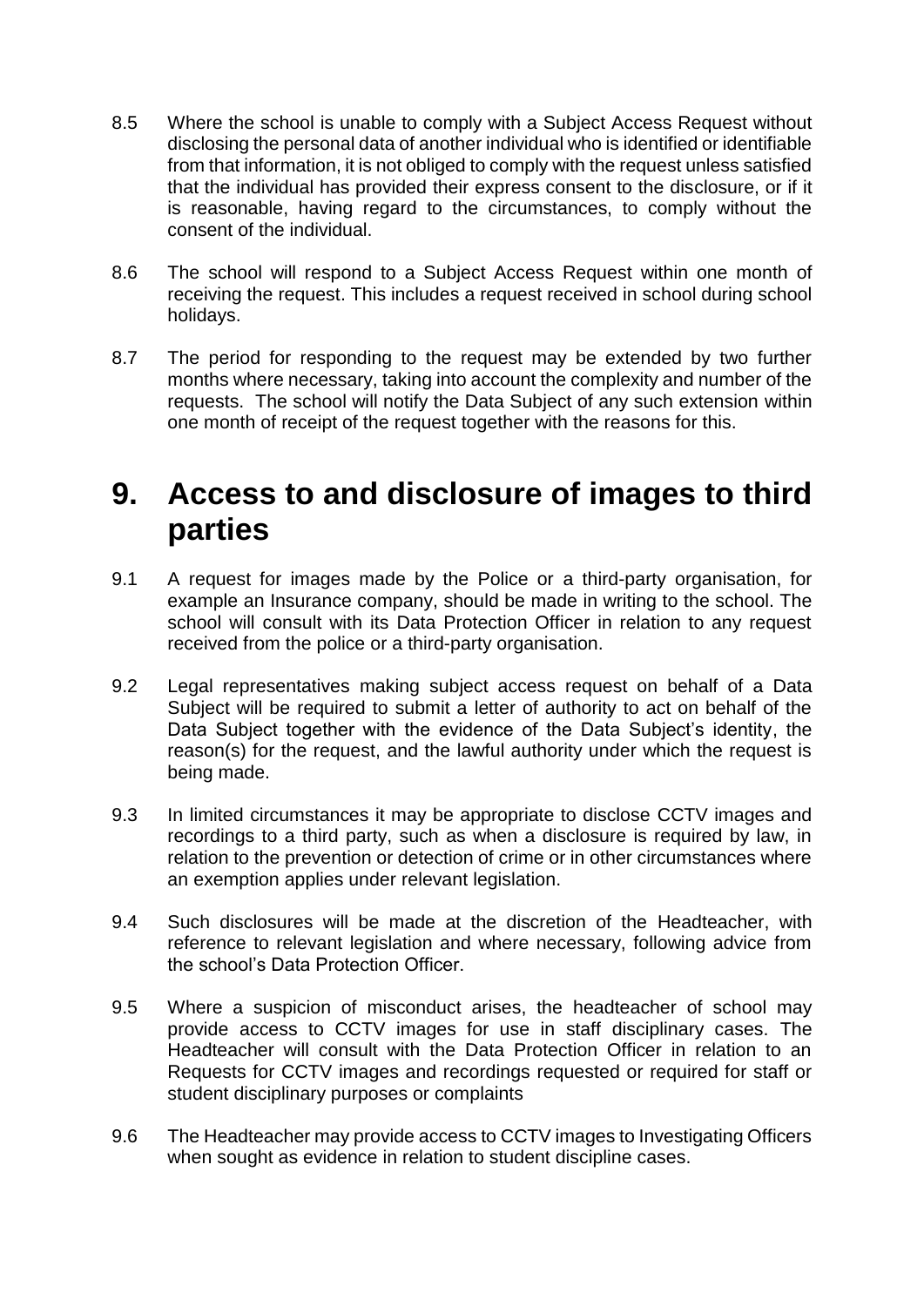8.5 Where the school is unable to comply with a Subject Access Request without disclosing the personal data of another individual who is identified or identifiable from that information, it is not obliged to comply with the request unless satisfied that the individual has provided their express consent to the disclosure, or if it is reasonable, having regard to the circumstances, to comply without the consent of the individual.

8.6 The school will respond to a Subject Access Request within one month of receiving the request. This includes a request received in school during school holidays.

8.7 The period for responding to the request may be extended by two further months where necessary, taking into account the complexity and number of the requests. The school will notify the Data Subject of any such extension within one month of receipt of the request together with the reasons for this.

# 9. Access to and disclosure of images to third parties

9.1 A request for images made by the Police or a third-party organisation, for example an Insurance company, should be made in writing to the school. The school will consult with its Data Protection Officer in relation to any request received from the police or a third-party organisation.

9.2 Legal representatives making subject access request on behalf of a Data Subject will be required to submit a letter of authority to act on behalf of the Data Subject together with the evidence of the Data Subject's identity, the reason(s) for the request, and the lawful authority under which the request is being made.

9.3 In limited circumstances it may be appropriate to disclose CCTV images and recordings to a third party, such as when a disclosure is required by law, in relation to the prevention or detection of crime or in other circumstances where an exemption applies under relevant legislation.

9.4 Such disclosures will be made at the discretion of the Headteacher, with reference to relevant legislation and where necessary, following advice from the school's Data Protection Officer.

9.5 Where a suspicion of misconduct arises, the headteacher of school may provide access to CCTV images for use in staff disciplinary cases. The Headteacher will consult with the Data Protection Officer in relation to an Requests for CCTV images and recordings requested or required for staff or student disciplinary purposes or complaints

9.6 The Headteacher may provide access to CCTV images to Investigating Officers when sought as evidence in relation to student discipline cases.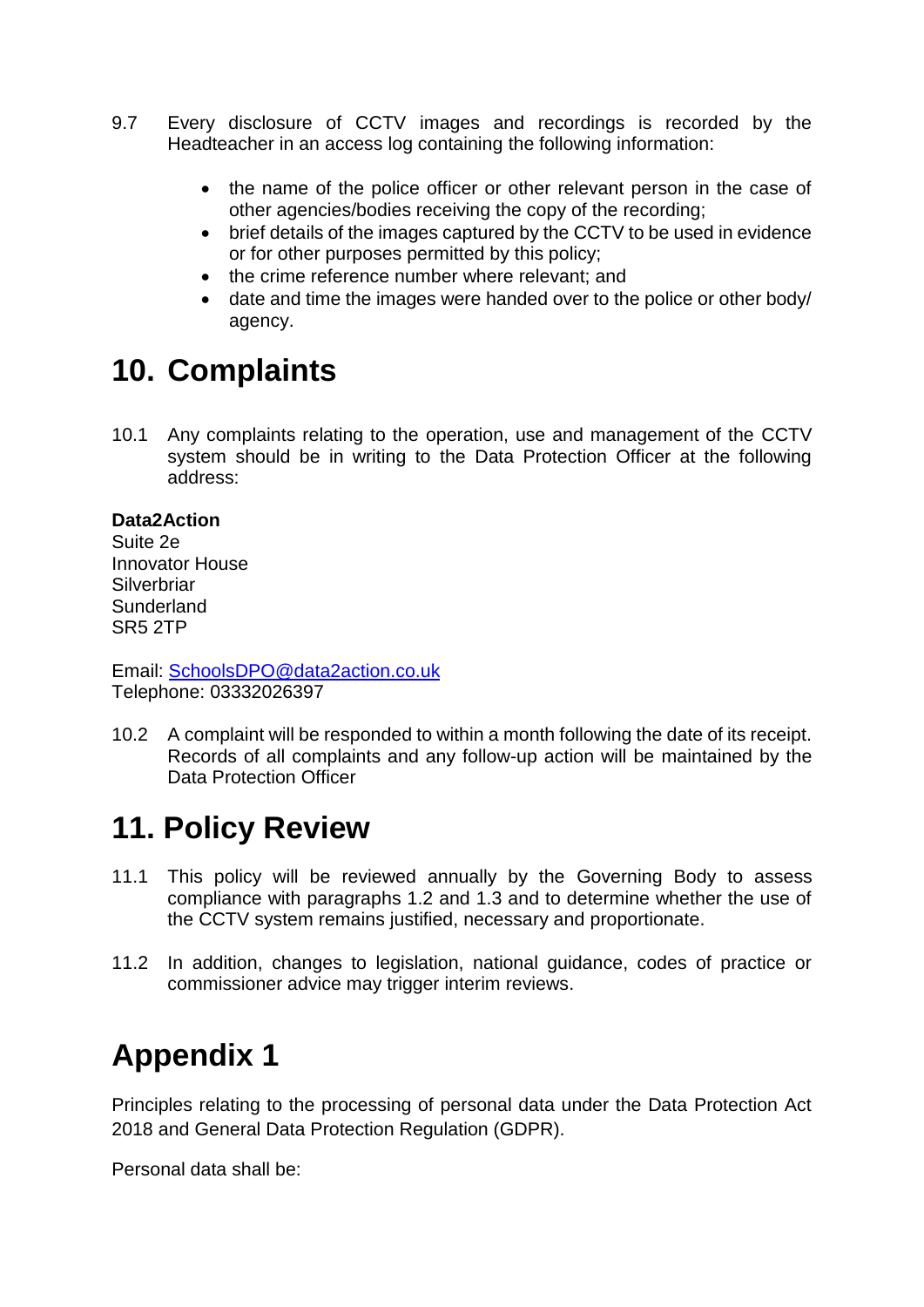9.7 Every disclosure of CCTV images and recordings is recorded by the Headteacher in an access log containing the following information:

- the name of the police officer or other relevant person in the case of other agencies/bodies receiving the copy of the recording;
- brief details of the images captured by the CCTV to be used in evidence or for other purposes permitted by this policy;
- the crime reference number where relevant; and
- date and time the images were handed over to the police or other body/ agency.

# 10. Complaints

10.1 Any complaints relating to the operation, use and management of the CCTV system should be in writing to the Data Protection Officer at the following address:

**Data2Action**
Suite 2e
Innovator House
Silverbriar
Sunderland
SR5 2TP

Email: SchoolsDPO@data2action.co.uk
Telephone: 03332026397

10.2 A complaint will be responded to within a month following the date of its receipt. Records of all complaints and any follow-up action will be maintained by the Data Protection Officer

# 11. Policy Review

11.1 This policy will be reviewed annually by the Governing Body to assess compliance with paragraphs 1.2 and 1.3 and to determine whether the use of the CCTV system remains justified, necessary and proportionate.

11.2 In addition, changes to legislation, national guidance, codes of practice or commissioner advice may trigger interim reviews.

# Appendix 1

Principles relating to the processing of personal data under the Data Protection Act 2018 and General Data Protection Regulation (GDPR).

Personal data shall be: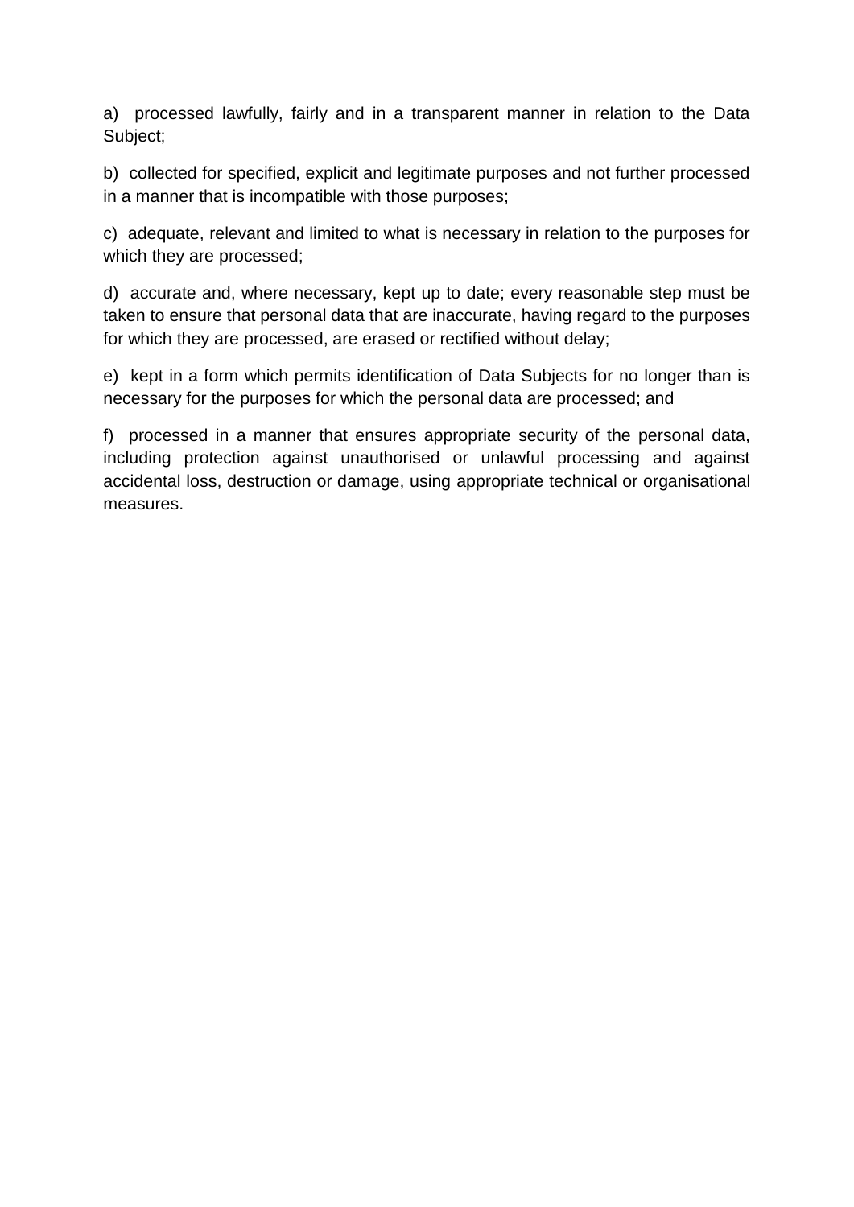a) processed lawfully, fairly and in a transparent manner in relation to the Data Subject;

b) collected for specified, explicit and legitimate purposes and not further processed in a manner that is incompatible with those purposes;

c) adequate, relevant and limited to what is necessary in relation to the purposes for which they are processed;

d) accurate and, where necessary, kept up to date; every reasonable step must be taken to ensure that personal data that are inaccurate, having regard to the purposes for which they are processed, are erased or rectified without delay;

e) kept in a form which permits identification of Data Subjects for no longer than is necessary for the purposes for which the personal data are processed; and

f) processed in a manner that ensures appropriate security of the personal data, including protection against unauthorised or unlawful processing and against accidental loss, destruction or damage, using appropriate technical or organisational measures.